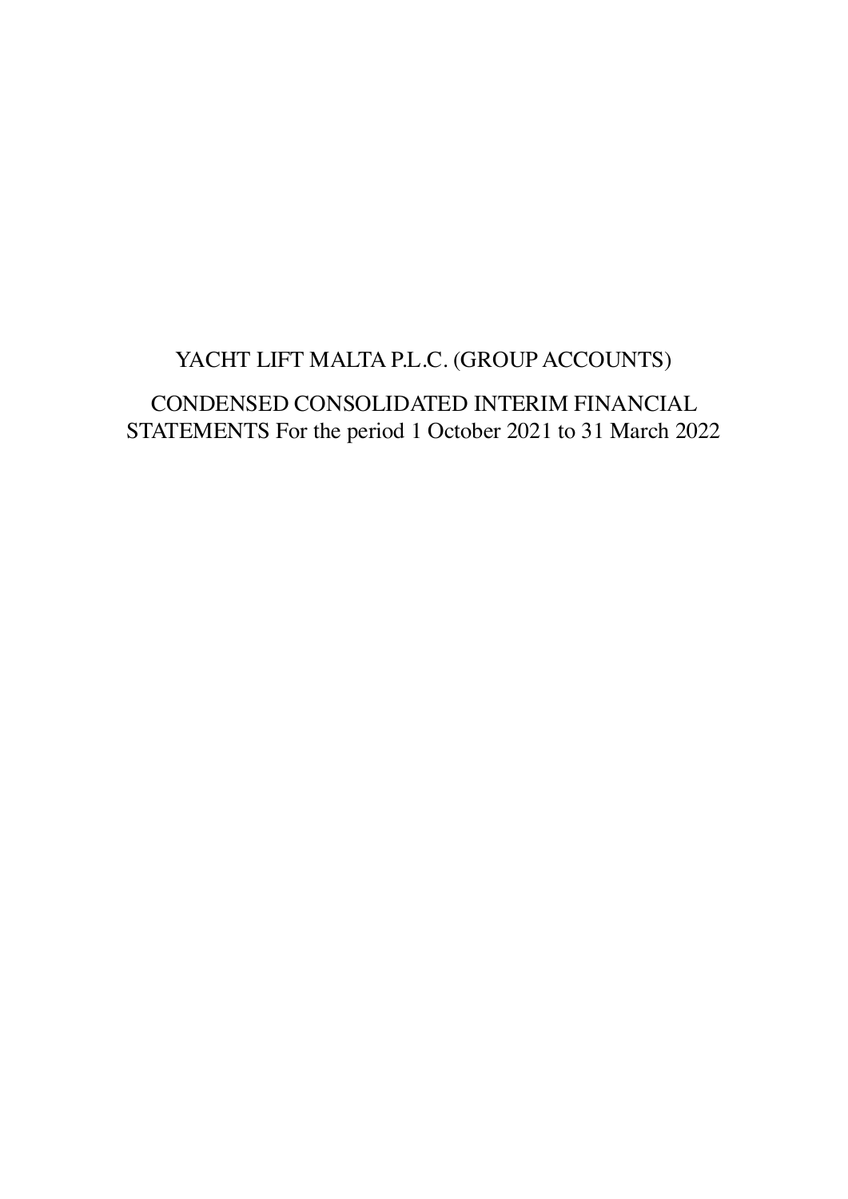# YACHT LIFT MALTA P.L.C. (GROUP ACCOUNTS)

## CONDENSED CONSOLIDATED INTERIM FINANCIAL STATEMENTS For the period 1 October 2021 to 31 March 2022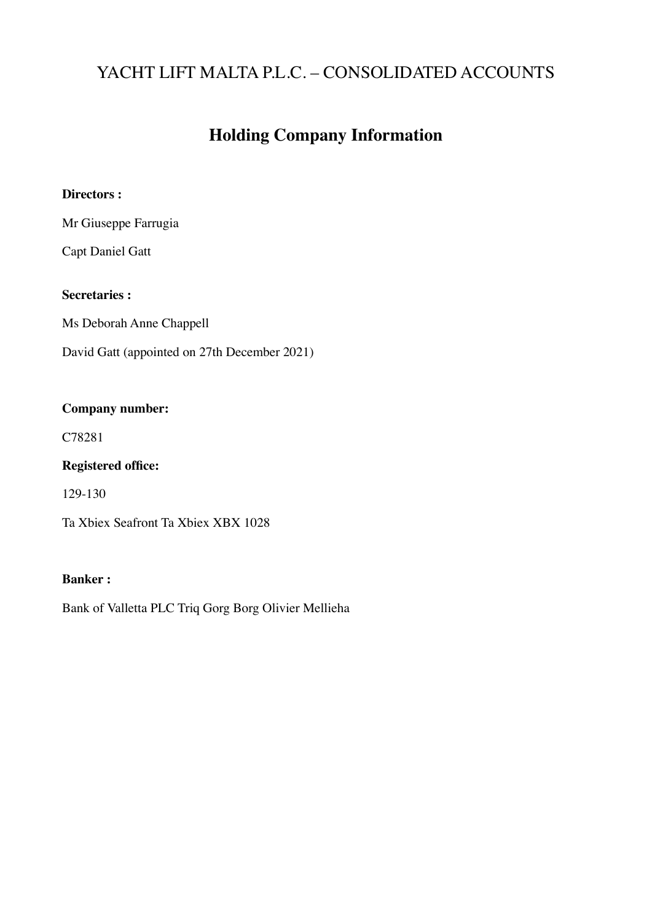# YACHT LIFT MALTA P.L.C. – CONSOLIDATED ACCOUNTS

## Holding Company Information

**Directors :**

Mr Giuseppe Farrugia

Capt Daniel Gatt

**Secretaries :**

Ms Deborah Anne Chappell

David Gatt (appointed on 27th December 2021)

**Company number:**

C78281

**Registered office:**

129-130

Ta Xbiex Seafront Ta Xbiex XBX 1028

**Banker :**

Bank of Valletta PLC Triq Gorg Borg Olivier Mellieha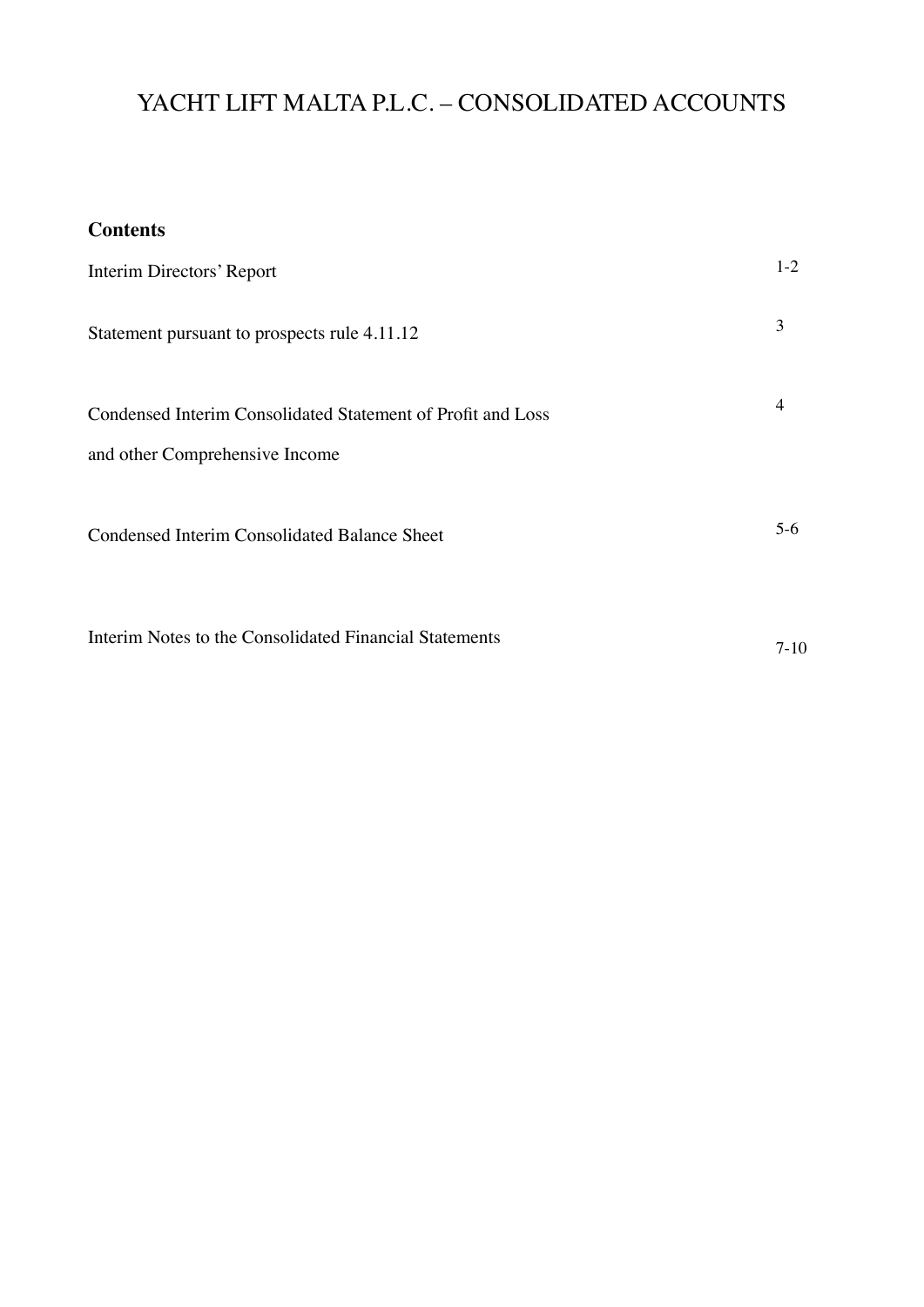# YACHT LIFT MALTA P.L.C. – CONSOLIDATED ACCOUNTS

## Contents

| | |
|---|---|
| Interim Directors' Report | 1-2 |
| Statement pursuant to prospects rule 4.11.12 | 3 |
| Condensed Interim Consolidated Statement of Profit and Loss and other Comprehensive Income | 4 |
| Condensed Interim Consolidated Balance Sheet | 5-6 |
| Interim Notes to the Consolidated Financial Statements | 7-10 |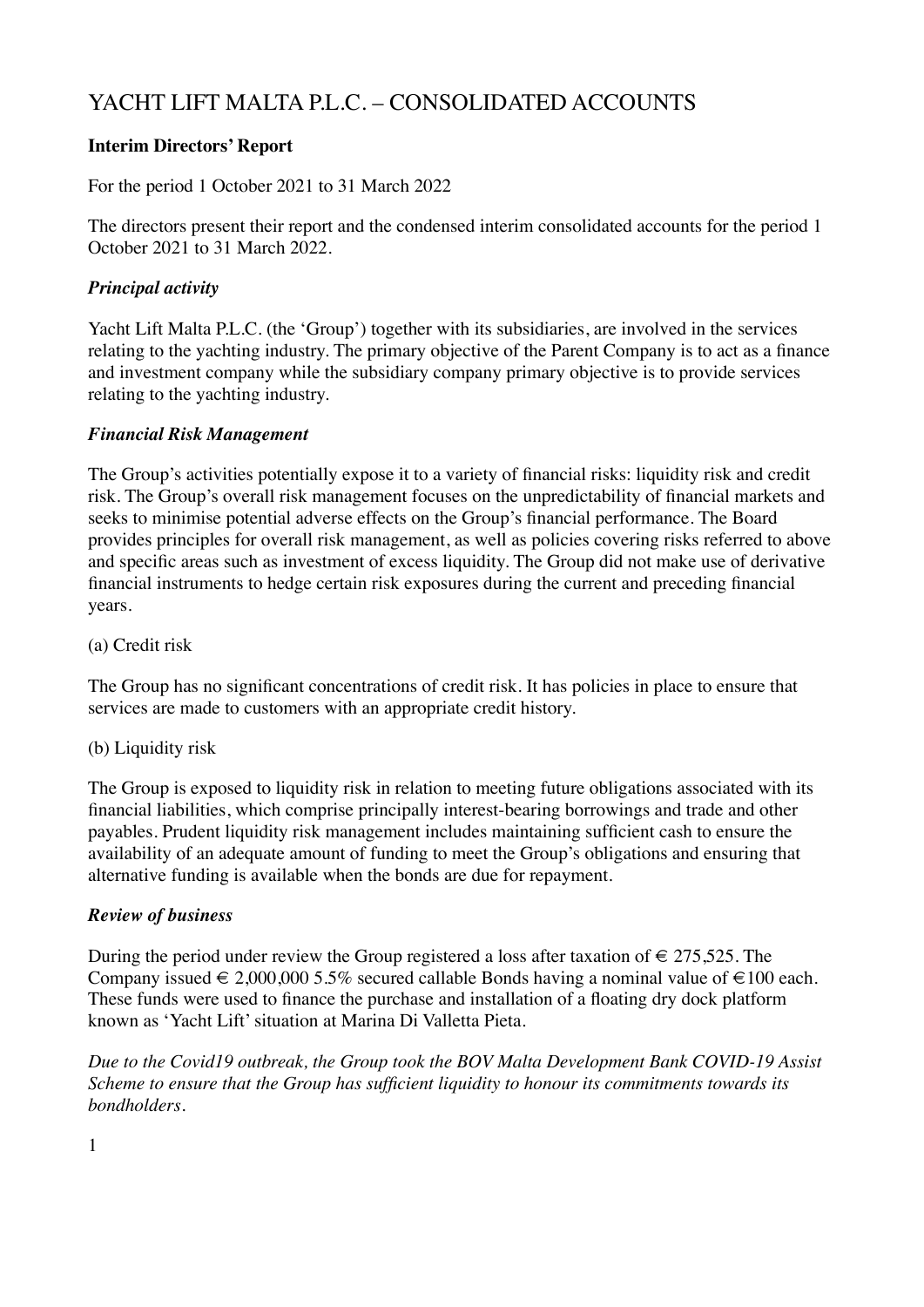# YACHT LIFT MALTA P.L.C. – CONSOLIDATED ACCOUNTS

**Interim Directors' Report**

For the period 1 October 2021 to 31 March 2022

The directors present their report and the condensed interim consolidated accounts for the period 1 October 2021 to 31 March 2022.

***Principal activity***

Yacht Lift Malta P.L.C. (the 'Group') together with its subsidiaries, are involved in the services relating to the yachting industry. The primary objective of the Parent Company is to act as a finance and investment company while the subsidiary company primary objective is to provide services relating to the yachting industry.

***Financial Risk Management***

The Group's activities potentially expose it to a variety of financial risks: liquidity risk and credit risk. The Group's overall risk management focuses on the unpredictability of financial markets and seeks to minimise potential adverse effects on the Group's financial performance. The Board provides principles for overall risk management, as well as policies covering risks referred to above and specific areas such as investment of excess liquidity. The Group did not make use of derivative financial instruments to hedge certain risk exposures during the current and preceding financial years.

(a) Credit risk

The Group has no significant concentrations of credit risk. It has policies in place to ensure that services are made to customers with an appropriate credit history.

(b) Liquidity risk

The Group is exposed to liquidity risk in relation to meeting future obligations associated with its financial liabilities, which comprise principally interest-bearing borrowings and trade and other payables. Prudent liquidity risk management includes maintaining sufficient cash to ensure the availability of an adequate amount of funding to meet the Group's obligations and ensuring that alternative funding is available when the bonds are due for repayment.

***Review of business***

During the period under review the Group registered a loss after taxation of € 275,525. The Company issued € 2,000,000 5.5% secured callable Bonds having a nominal value of €100 each. These funds were used to finance the purchase and installation of a floating dry dock platform known as 'Yacht Lift' situation at Marina Di Valletta Pieta.

*Due to the Covid19 outbreak, the Group took the BOV Malta Development Bank COVID-19 Assist Scheme to ensure that the Group has sufficient liquidity to honour its commitments towards its bondholders.*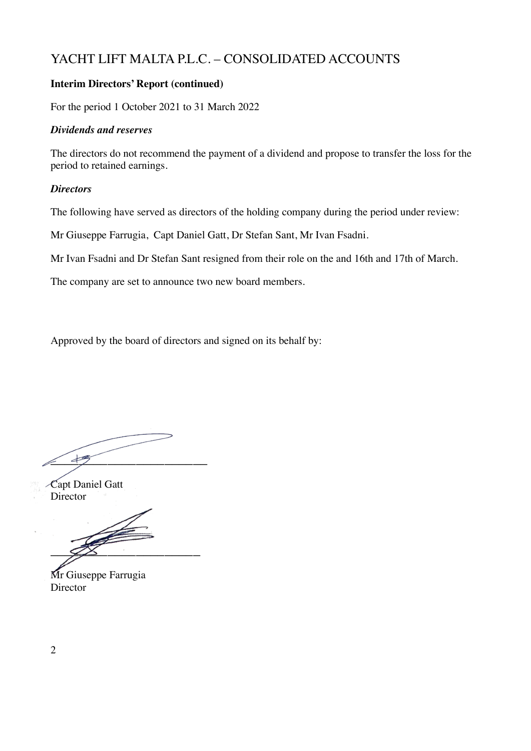# YACHT LIFT MALTA P.L.C. – CONSOLIDATED ACCOUNTS

**Interim Directors' Report (continued)**

For the period 1 October 2021 to 31 March 2022

### *Dividends and reserves*

The directors do not recommend the payment of a dividend and propose to transfer the loss for the period to retained earnings.

### *Directors*

The following have served as directors of the holding company during the period under review:

Mr Giuseppe Farrugia, Capt Daniel Gatt, Dr Stefan Sant, Mr Ivan Fsadni.

Mr Ivan Fsadni and Dr Stefan Sant resigned from their role on the and 16th and 17th of March.

The company are set to announce two new board members.

Approved by the board of directors and signed on its behalf by:

\_\_\_\_\_\_\_\_\_\_\_\_\_\_\_\_\_\_\_\_\_\_\_\_\_\_\_\_

Capt Daniel Gatt
Director

\_\_\_\_\_\_\_\_\_\_\_\_\_\_\_\_\_\_\_\_\_\_\_\_\_\_\_\_

Mr Giuseppe Farrugia
Director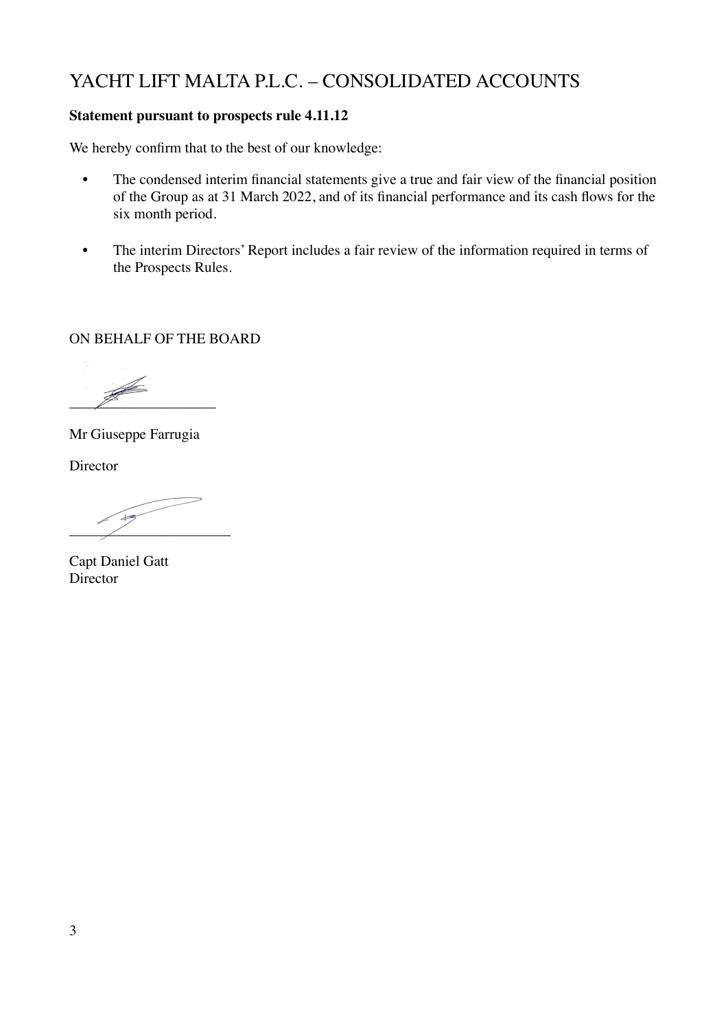# YACHT LIFT MALTA P.L.C. – CONSOLIDATED ACCOUNTS

**Statement pursuant to prospects rule 4.11.12**

We hereby confirm that to the best of our knowledge:

- The condensed interim financial statements give a true and fair view of the financial position of the Group as at 31 March 2022, and of its financial performance and its cash flows for the six month period.

- The interim Directors' Report includes a fair review of the information required in terms of the Prospects Rules.

ON BEHALF OF THE BOARD

____________________

Mr Giuseppe Farrugia

Director

____________________

Capt Daniel Gatt
Director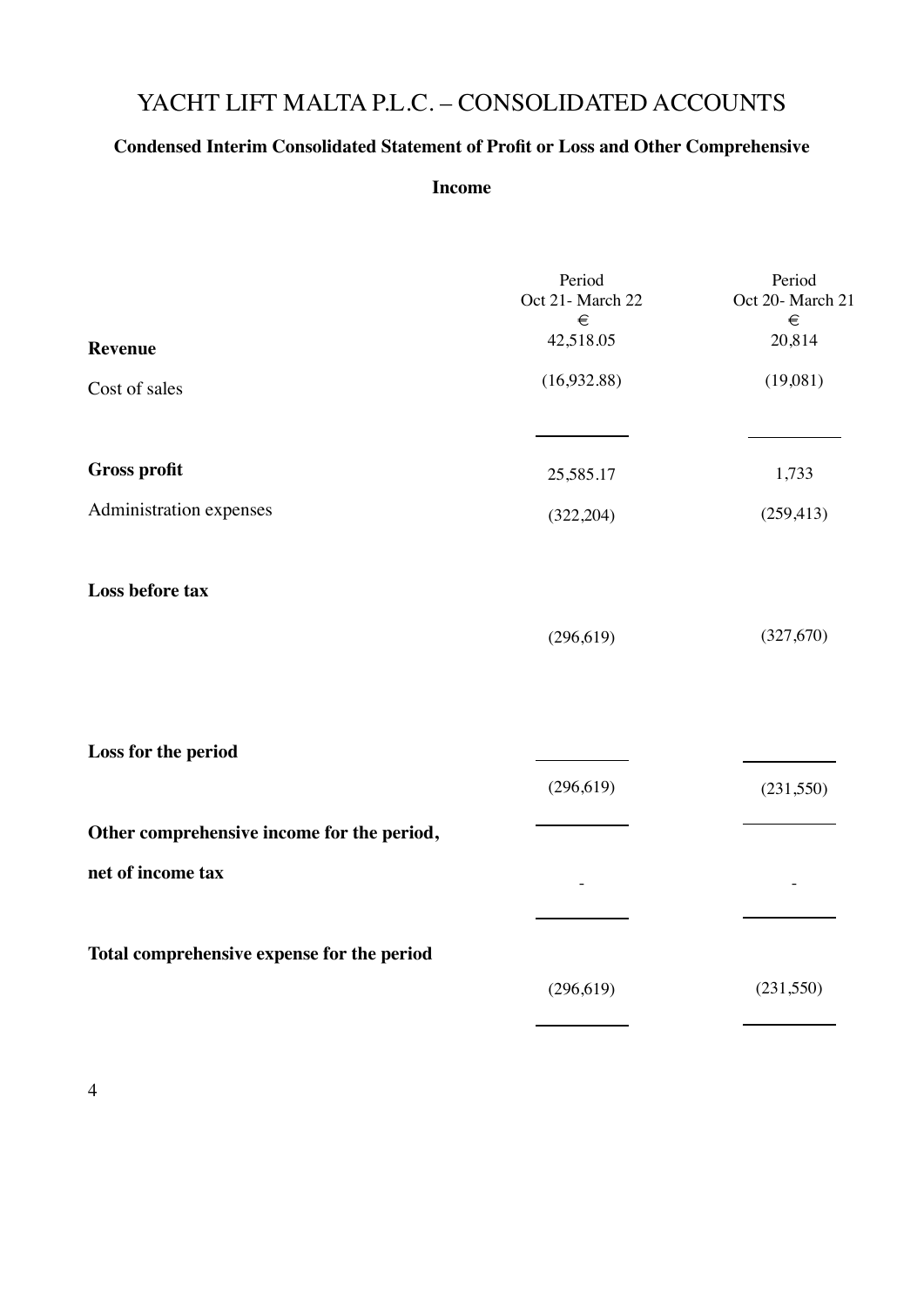# YACHT LIFT MALTA P.L.C. – CONSOLIDATED ACCOUNTS

## Condensed Interim Consolidated Statement of Profit or Loss and Other Comprehensive Income

| | Period Oct 21- March 22 € | Period Oct 20- March 21 € |
|---|---|---|
| **Revenue** | 42,518.05 | 20,814 |
| Cost of sales | (16,932.88) | (19,081) |
| **Gross profit** | 25,585.17 | 1,733 |
| Administration expenses | (322,204) | (259,413) |
| **Loss before tax** | (296,619) | (327,670) |
| **Loss for the period** | (296,619) | (231,550) |
| **Other comprehensive income for the period, net of income tax** | - | - |
| **Total comprehensive expense for the period** | (296,619) | (231,550) |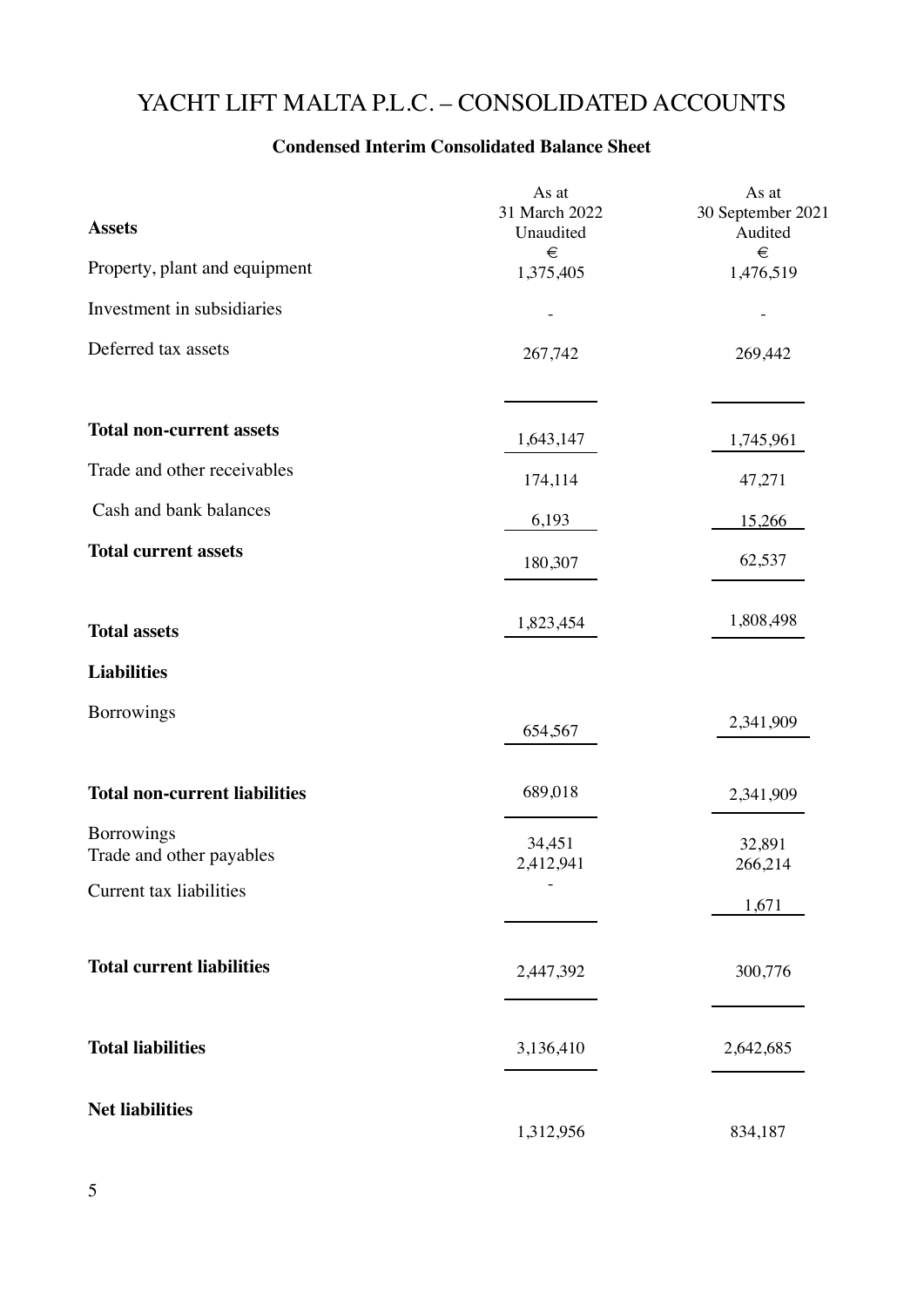# YACHT LIFT MALTA P.L.C. – CONSOLIDATED ACCOUNTS

**Condensed Interim Consolidated Balance Sheet**

| **Assets** | As at 31 March 2022 Unaudited € | As at 30 September 2021 Audited € |
|---|---|---|
| Property, plant and equipment | 1,375,405 | 1,476,519 |
| Investment in subsidiaries | - | - |
| Deferred tax assets | 267,742 | 269,442 |
| **Total non-current assets** | 1,643,147 | 1,745,961 |
| Trade and other receivables | 174,114 | 47,271 |
| Cash and bank balances | 6,193 | 15,266 |
| **Total current assets** | 180,307 | 62,537 |
| **Total assets** | 1,823,454 | 1,808,498 |
| **Liabilities** | | |
| Borrowings | 654,567 | 2,341,909 |
| **Total non-current liabilities** | 689,018 | 2,341,909 |
| Borrowings | 34,451 | 32,891 |
| Trade and other payables | 2,412,941 | 266,214 |
| Current tax liabilities | - | 1,671 |
| **Total current liabilities** | 2,447,392 | 300,776 |
| **Total liabilities** | 3,136,410 | 2,642,685 |
| **Net liabilities** | 1,312,956 | 834,187 |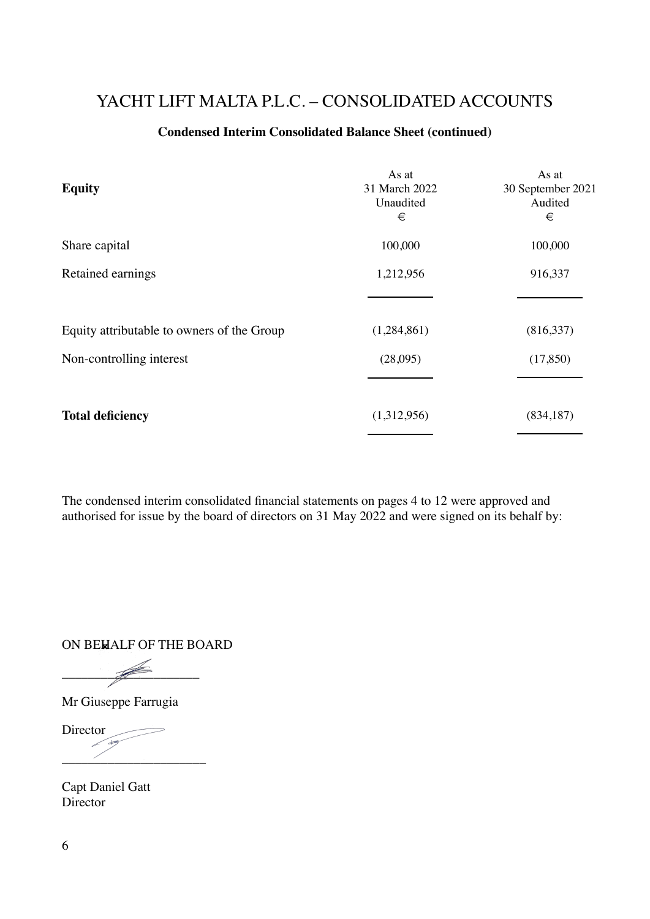# YACHT LIFT MALTA P.L.C. – CONSOLIDATED ACCOUNTS

## Condensed Interim Consolidated Balance Sheet (continued)

| **Equity** | As at 31 March 2022 Unaudited € | As at 30 September 2021 Audited € |
|---|---|---|
| Share capital | 100,000 | 100,000 |
| Retained earnings | 1,212,956 | 916,337 |
| Equity attributable to owners of the Group | (1,284,861) | (816,337) |
| Non-controlling interest | (28,095) | (17,850) |
| **Total deficiency** | (1,312,956) | (834,187) |

The condensed interim consolidated financial statements on pages 4 to 12 were approved and authorised for issue by the board of directors on 31 May 2022 and were signed on its behalf by:

ON BEHALF OF THE BOARD

______________________

Mr Giuseppe Farrugia

Director

______________________

Capt Daniel Gatt

Director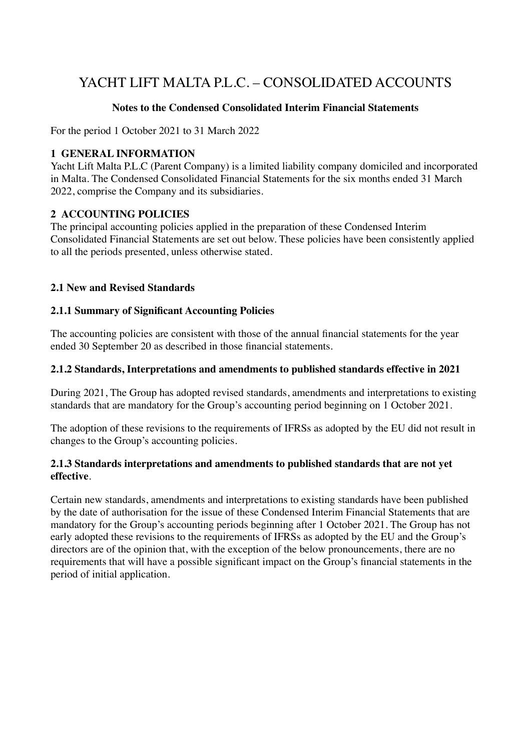# YACHT LIFT MALTA P.L.C. – CONSOLIDATED ACCOUNTS

**Notes to the Condensed Consolidated Interim Financial Statements**

For the period 1 October 2021 to 31 March 2022

## 1 GENERAL INFORMATION

Yacht Lift Malta P.L.C (Parent Company) is a limited liability company domiciled and incorporated in Malta. The Condensed Consolidated Financial Statements for the six months ended 31 March 2022, comprise the Company and its subsidiaries.

## 2 ACCOUNTING POLICIES

The principal accounting policies applied in the preparation of these Condensed Interim Consolidated Financial Statements are set out below. These policies have been consistently applied to all the periods presented, unless otherwise stated.

### 2.1 New and Revised Standards

### 2.1.1 Summary of Significant Accounting Policies

The accounting policies are consistent with those of the annual financial statements for the year ended 30 September 20 as described in those financial statements.

### 2.1.2 Standards, Interpretations and amendments to published standards effective in 2021

During 2021, The Group has adopted revised standards, amendments and interpretations to existing standards that are mandatory for the Group's accounting period beginning on 1 October 2021.

The adoption of these revisions to the requirements of IFRSs as adopted by the EU did not result in changes to the Group's accounting policies.

### 2.1.3 Standards interpretations and amendments to published standards that are not yet effective.

Certain new standards, amendments and interpretations to existing standards have been published by the date of authorisation for the issue of these Condensed Interim Financial Statements that are mandatory for the Group's accounting periods beginning after 1 October 2021. The Group has not early adopted these revisions to the requirements of IFRSs as adopted by the EU and the Group's directors are of the opinion that, with the exception of the below pronouncements, there are no requirements that will have a possible significant impact on the Group's financial statements in the period of initial application.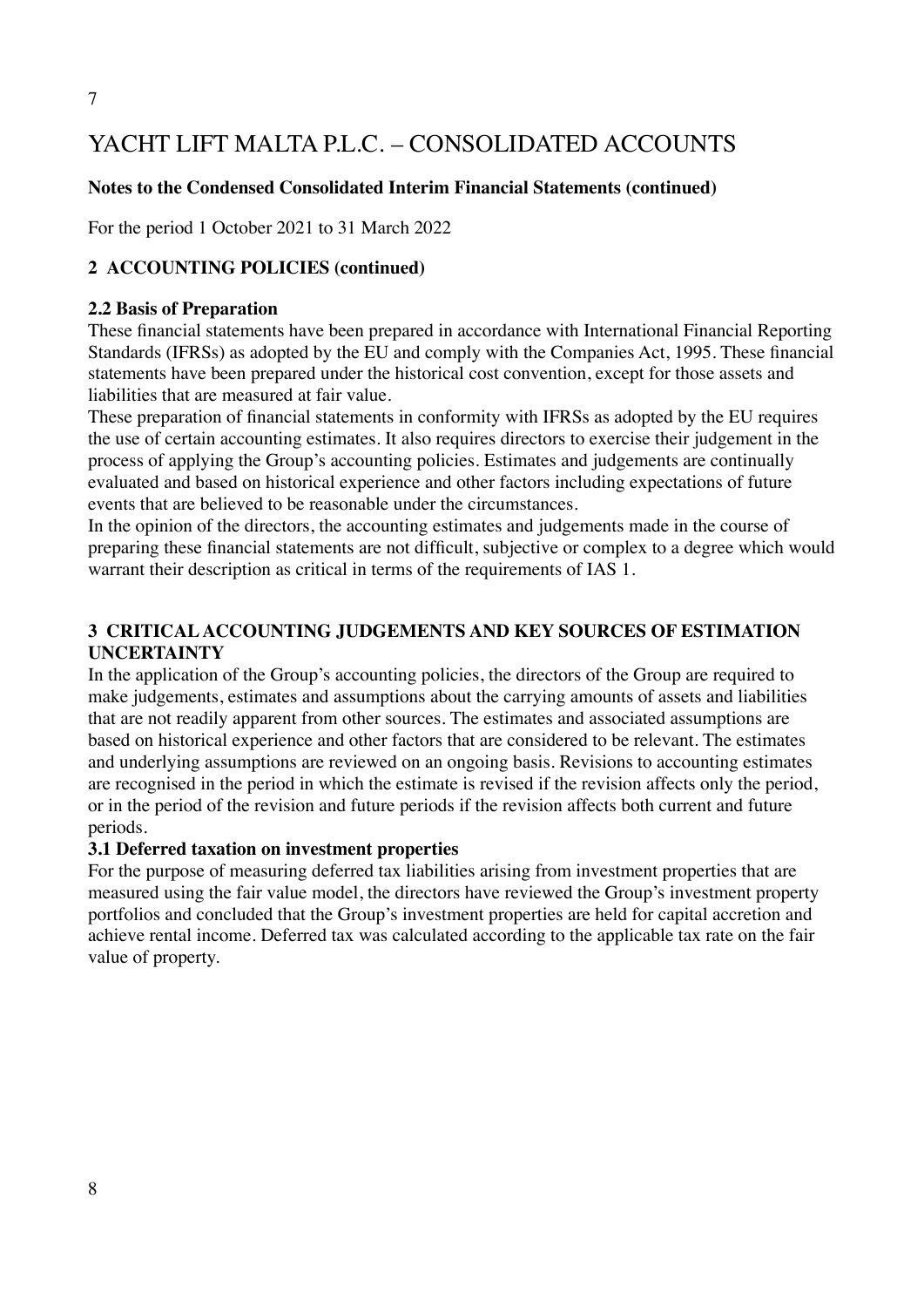# YACHT LIFT MALTA P.L.C. – CONSOLIDATED ACCOUNTS

**Notes to the Condensed Consolidated Interim Financial Statements (continued)**

For the period 1 October 2021 to 31 March 2022

## 2 ACCOUNTING POLICIES (continued)

### 2.2 Basis of Preparation

These financial statements have been prepared in accordance with International Financial Reporting Standards (IFRSs) as adopted by the EU and comply with the Companies Act, 1995. These financial statements have been prepared under the historical cost convention, except for those assets and liabilities that are measured at fair value.

These preparation of financial statements in conformity with IFRSs as adopted by the EU requires the use of certain accounting estimates. It also requires directors to exercise their judgement in the process of applying the Group's accounting policies. Estimates and judgements are continually evaluated and based on historical experience and other factors including expectations of future events that are believed to be reasonable under the circumstances.

In the opinion of the directors, the accounting estimates and judgements made in the course of preparing these financial statements are not difficult, subjective or complex to a degree which would warrant their description as critical in terms of the requirements of IAS 1.

## 3 CRITICAL ACCOUNTING JUDGEMENTS AND KEY SOURCES OF ESTIMATION UNCERTAINTY

In the application of the Group's accounting policies, the directors of the Group are required to make judgements, estimates and assumptions about the carrying amounts of assets and liabilities that are not readily apparent from other sources. The estimates and associated assumptions are based on historical experience and other factors that are considered to be relevant. The estimates and underlying assumptions are reviewed on an ongoing basis. Revisions to accounting estimates are recognised in the period in which the estimate is revised if the revision affects only the period, or in the period of the revision and future periods if the revision affects both current and future periods.

### 3.1 Deferred taxation on investment properties

For the purpose of measuring deferred tax liabilities arising from investment properties that are measured using the fair value model, the directors have reviewed the Group's investment property portfolios and concluded that the Group's investment properties are held for capital accretion and achieve rental income. Deferred tax was calculated according to the applicable tax rate on the fair value of property.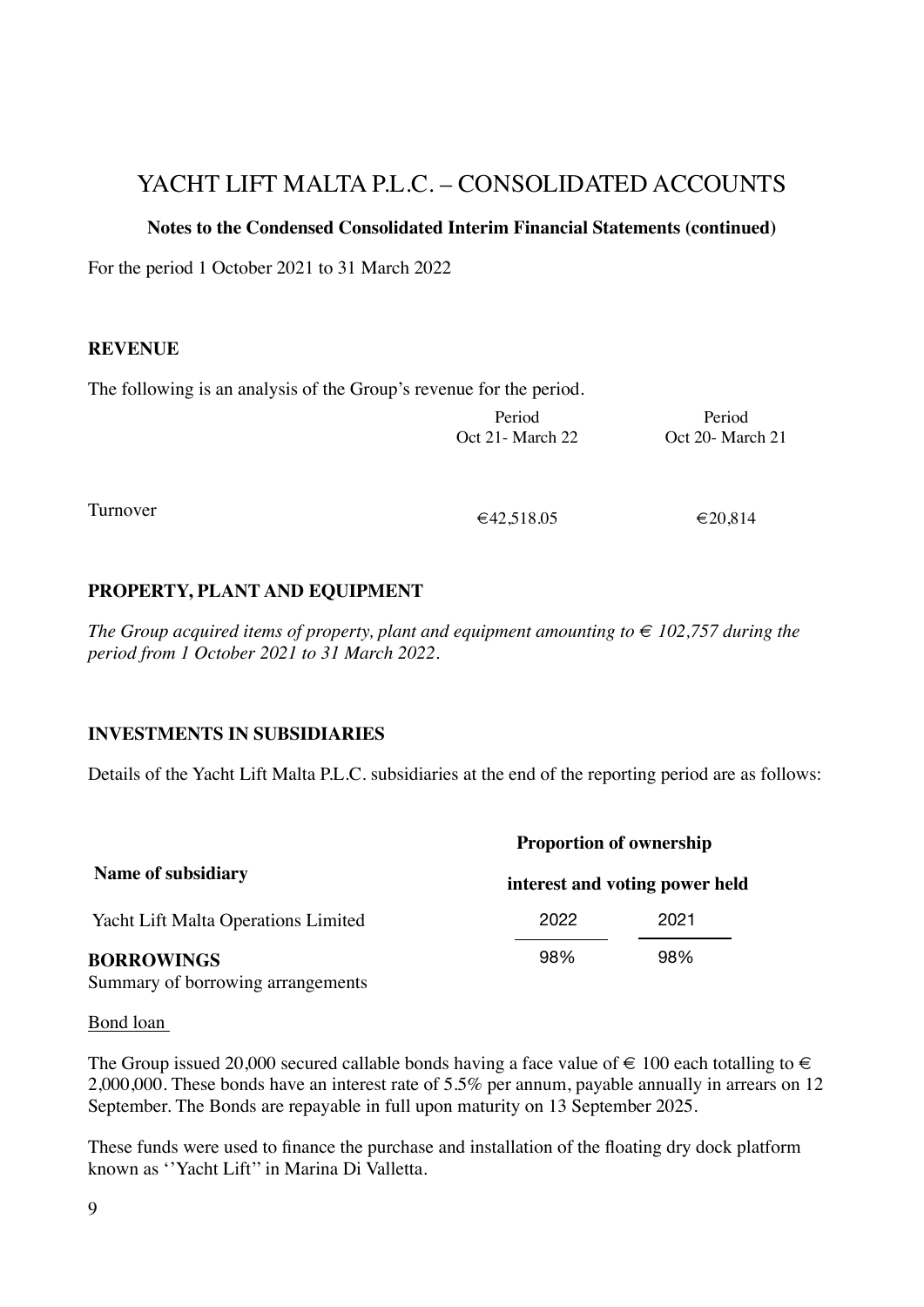# YACHT LIFT MALTA P.L.C. – CONSOLIDATED ACCOUNTS

**Notes to the Condensed Consolidated Interim Financial Statements (continued)**

For the period 1 October 2021 to 31 March 2022

## REVENUE

The following is an analysis of the Group's revenue for the period.

| | Period Oct 21- March 22 | Period Oct 20- March 21 |
|---|---|---|
| Turnover | €42,518.05 | €20,814 |

## PROPERTY, PLANT AND EQUIPMENT

*The Group acquired items of property, plant and equipment amounting to € 102,757 during the period from 1 October 2021 to 31 March 2022.*

## INVESTMENTS IN SUBSIDIARIES

Details of the Yacht Lift Malta P.L.C. subsidiaries at the end of the reporting period are as follows:

| Name of subsidiary | Proportion of ownership interest and voting power held | |
|---|---|---|
| | 2022 | 2021 |
| Yacht Lift Malta Operations Limited | 98% | 98% |

## BORROWINGS

Summary of borrowing arrangements

Bond loan

The Group issued 20,000 secured callable bonds having a face value of € 100 each totalling to € 2,000,000. These bonds have an interest rate of 5.5% per annum, payable annually in arrears on 12 September. The Bonds are repayable in full upon maturity on 13 September 2025.

These funds were used to finance the purchase and installation of the floating dry dock platform known as ''Yacht Lift'' in Marina Di Valletta.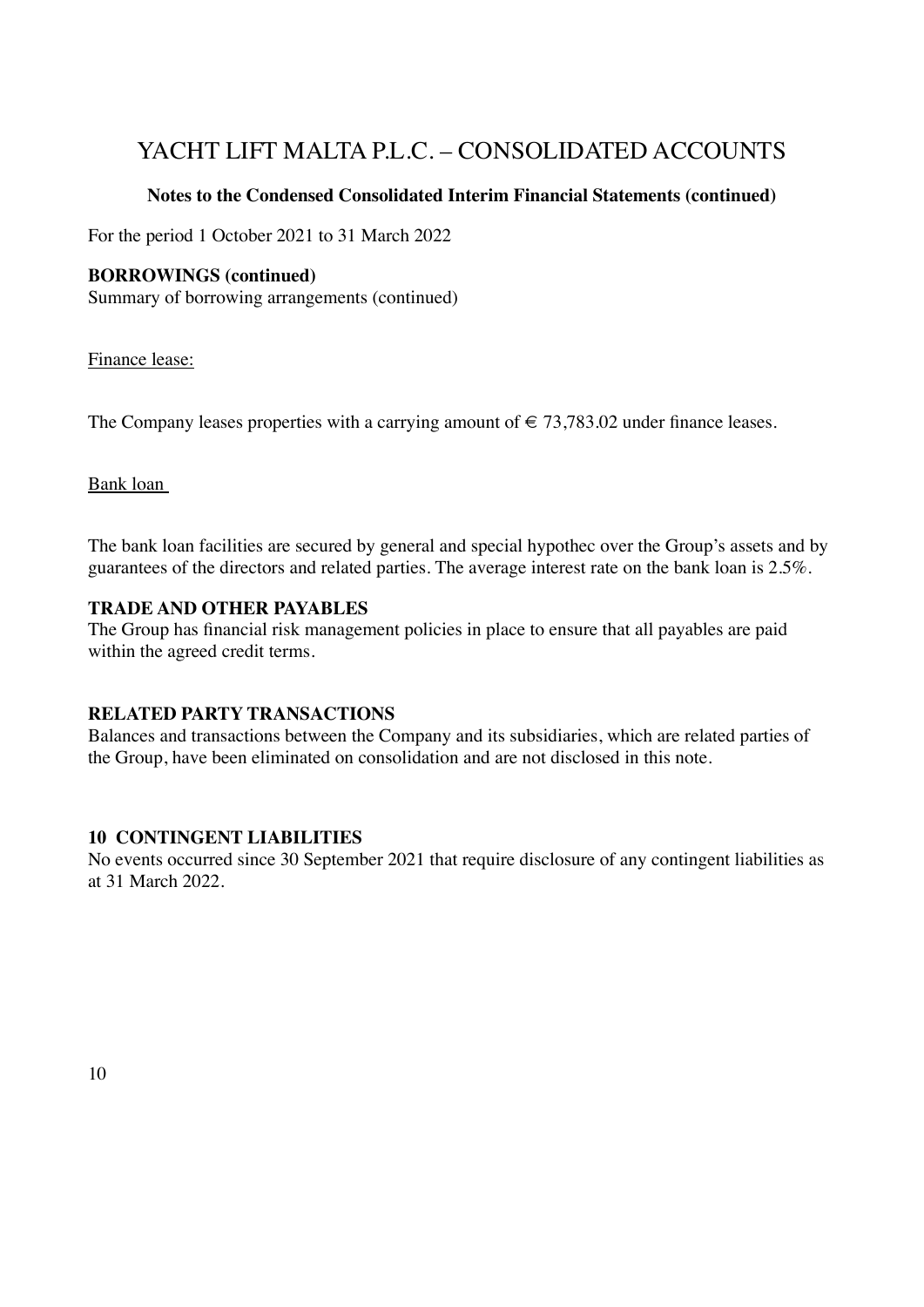# YACHT LIFT MALTA P.L.C. – CONSOLIDATED ACCOUNTS

**Notes to the Condensed Consolidated Interim Financial Statements (continued)**

For the period 1 October 2021 to 31 March 2022

**BORROWINGS (continued)**

Summary of borrowing arrangements (continued)

Finance lease:

The Company leases properties with a carrying amount of € 73,783.02 under finance leases.

Bank loan

The bank loan facilities are secured by general and special hypothec over the Group's assets and by guarantees of the directors and related parties. The average interest rate on the bank loan is 2.5%.

**TRADE AND OTHER PAYABLES**

The Group has financial risk management policies in place to ensure that all payables are paid within the agreed credit terms.

**RELATED PARTY TRANSACTIONS**

Balances and transactions between the Company and its subsidiaries, which are related parties of the Group, have been eliminated on consolidation and are not disclosed in this note.

**10 CONTINGENT LIABILITIES**

No events occurred since 30 September 2021 that require disclosure of any contingent liabilities as at 31 March 2022.